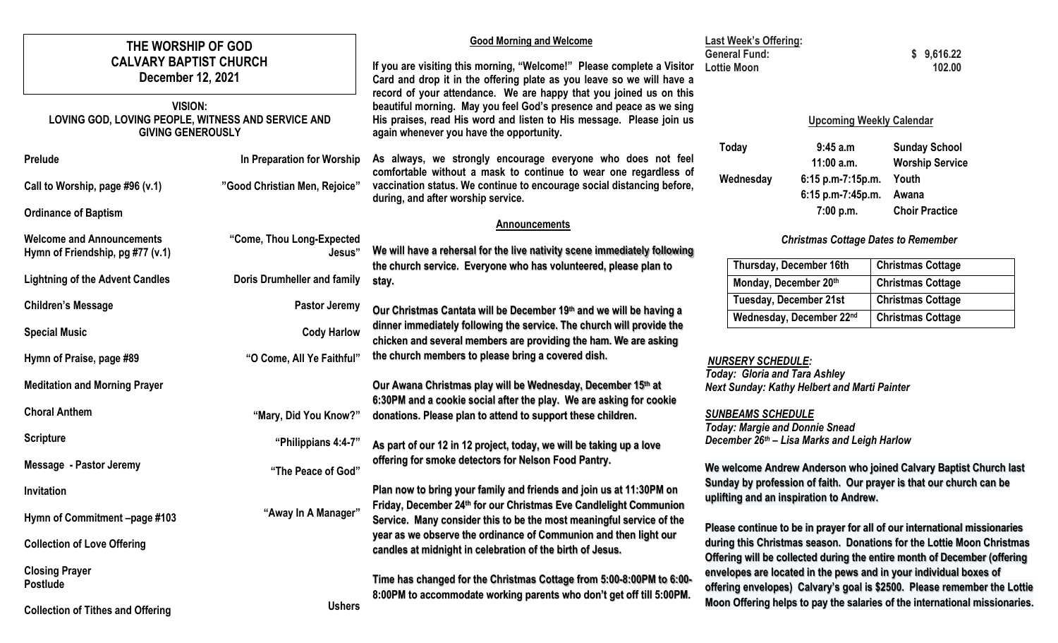# THE WORSHIP OF GOD
# CALVARY BAPTIST CHURCH
## December 12, 2021

**VISION:**
**LOVING GOD, LOVING PEOPLE, WITNESS AND SERVICE AND GIVING GENEROUSLY**

| | |
|---|---|
| **Prelude** | **In Preparation for Worship** |
| **Call to Worship, page #96 (v.1)** | **"Good Christian Men, Rejoice"** |
| **Ordinance of Baptism** | |
| **Welcome and Announcements** | |
| **Hymn of Friendship, pg #77 (v.1)** | **"Come, Thou Long-Expected Jesus"** |
| **Lightning of the Advent Candles** | **Doris Drumheller and family** |
| **Children's Message** | **Pastor Jeremy** |
| **Special Music** | **Cody Harlow** |
| **Hymn of Praise, page #89** | **"O Come, All Ye Faithful"** |
| **Meditation and Morning Prayer** | |
| **Choral Anthem** | **"Mary, Did You Know?"** |
| **Scripture** | **"Philippians 4:4-7"** |
| **Message - Pastor Jeremy** | **"The Peace of God"** |
| **Invitation** | |
| **Hymn of Commitment –page #103** | **"Away In A Manager"** |
| **Collection of Love Offering** | |
| **Closing Prayer** | |
| **Postlude** | |
| **Collection of Tithes and Offering** | **Ushers** |

### Good Morning and Welcome

**If you are visiting this morning, "Welcome!" Please complete a Visitor Card and drop it in the offering plate as you leave so we will have a record of your attendance. We are happy that you joined us on this beautiful morning. May you feel God's presence and peace as we sing His praises, read His word and listen to His message. Please join us again whenever you have the opportunity.**

**As always, we strongly encourage everyone who does not feel comfortable without a mask to continue to wear one regardless of vaccination status. We continue to encourage social distancing before, during, and after worship service.**

### Announcements

**We will have a rehearsal for the live nativity scene immediately following the church service. Everyone who has volunteered, please plan to stay.**

**Our Christmas Cantata will be December 19th and we will be having a dinner immediately following the service. The church will provide the chicken and several members are providing the ham. We are asking the church members to please bring a covered dish.**

**Our Awana Christmas play will be Wednesday, December 15th at 6:30PM and a cookie social after the play. We are asking for cookie donations. Please plan to attend to support these children.**

**As part of our 12 in 12 project, today, we will be taking up a love offering for smoke detectors for Nelson Food Pantry.**

**Plan now to bring your family and friends and join us at 11:30PM on Friday, December 24th for our Christmas Eve Candlelight Communion Service. Many consider this to be the most meaningful service of the year as we observe the ordinance of Communion and then light our candles at midnight in celebration of the birth of Jesus.**

**Time has changed for the Christmas Cottage from 5:00-8:00PM to 6:00-8:00PM to accommodate working parents who don't get off till 5:00PM.**

**Last Week's Offering:**

| | |
|---|---|
| **General Fund:** | **$ 9,616.22** |
| **Lottie Moon** | **102.00** |

### Upcoming Weekly Calendar

| | | |
|---|---|---|
| **Today** | **9:45 a.m** | **Sunday School** |
| | **11:00 a.m.** | **Worship Service** |
| **Wednesday** | **6:15 p.m-7:15p.m.** | **Youth** |
| | **6:15 p.m-7:45p.m.** | **Awana** |
| | **7:00 p.m.** | **Choir Practice** |

***Christmas Cottage Dates to Remember***

| | |
|---|---|
| **Thursday, December 16th** | **Christmas Cottage** |
| **Monday, December 20th** | **Christmas Cottage** |
| **Tuesday, December 21st** | **Christmas Cottage** |
| **Wednesday, December 22nd** | **Christmas Cottage** |

***NURSERY SCHEDULE:***
***Today: Gloria and Tara Ashley***
***Next Sunday: Kathy Helbert and Marti Painter***

***SUNBEAMS SCHEDULE***
***Today: Margie and Donnie Snead***
***December 26th – Lisa Marks and Leigh Harlow***

**We welcome Andrew Anderson who joined Calvary Baptist Church last Sunday by profession of faith. Our prayer is that our church can be uplifting and an inspiration to Andrew.**

**Please continue to be in prayer for all of our international missionaries during this Christmas season. Donations for the Lottie Moon Christmas Offering will be collected during the entire month of December (offering envelopes are located in the pews and in your individual boxes of offering envelopes) Calvary's goal is $2500. Please remember the Lottie Moon Offering helps to pay the salaries of the international missionaries.**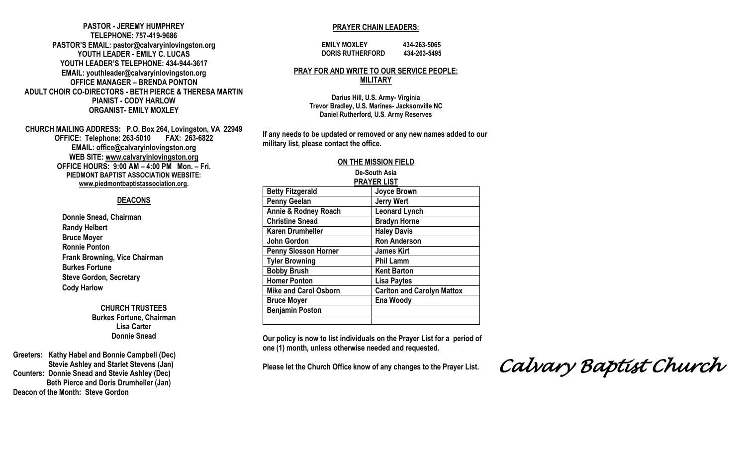**PASTOR - JEREMY HUMPHREY**
**TELEPHONE: 757-419-9686**
**PASTOR'S EMAIL: pastor@calvaryinlovingston.org**
**YOUTH LEADER - EMILY C. LUCAS**
**YOUTH LEADER'S TELEPHONE: 434-944-3617**
**EMAIL: youthleader@calvaryinlovingston.org**
**OFFICE MANAGER – BRENDA PONTON**
**ADULT CHOIR CO-DIRECTORS - BETH PIERCE & THERESA MARTIN**
**PIANIST - CODY HARLOW**
**ORGANIST- EMILY MOXLEY**

**CHURCH MAILING ADDRESS: P.O. Box 264, Lovingston, VA 22949**
**OFFICE: Telephone: 263-5010 FAX: 263-6822**
**EMAIL: office@calvaryinlovingston.org**
**WEB SITE: www.calvaryinlovingston.org**
**OFFICE HOURS: 9:00 AM – 4:00 PM Mon. – Fri.**
**PIEDMONT BAPTIST ASSOCIATION WEBSITE:**
**www.piedmontbaptistassociation.org.**

## DEACONS

**Donnie Snead, Chairman**
**Randy Helbert**
**Bruce Moyer**
**Ronnie Ponton**
**Frank Browning, Vice Chairman**
**Burkes Fortune**
**Steve Gordon, Secretary**
**Cody Harlow**

## CHURCH TRUSTEES

**Burkes Fortune, Chairman**
**Lisa Carter**
**Donnie Snead**

**Greeters: Kathy Habel and Bonnie Campbell (Dec)**
**Stevie Ashley and Starlet Stevens (Jan)**
**Counters: Donnie Snead and Stevie Ashley (Dec)**
**Beth Pierce and Doris Drumheller (Jan)**
**Deacon of the Month: Steve Gordon**

## PRAYER CHAIN LEADERS:

**EMILY MOXLEY 434-263-5065**
**DORIS RUTHERFORD 434-263-5495**

## PRAY FOR AND WRITE TO OUR SERVICE PEOPLE: MILITARY

**Darius Hill, U.S. Army- Virginia**
**Trevor Bradley, U.S. Marines- Jacksonville NC**
**Daniel Rutherford, U.S. Army Reserves**

**If any needs to be updated or removed or any new names added to our military list, please contact the office.**

## ON THE MISSION FIELD

**De-South Asia**

## PRAYER LIST

| | |
|---|---|
| **Betty Fitzgerald** | **Joyce Brown** |
| **Penny Geelan** | **Jerry Wert** |
| **Annie & Rodney Roach** | **Leonard Lynch** |
| **Christine Snead** | **Bradyn Horne** |
| **Karen Drumheller** | **Haley Davis** |
| **John Gordon** | **Ron Anderson** |
| **Penny Slosson Horner** | **James Kirt** |
| **Tyler Browning** | **Phil Lamm** |
| **Bobby Brush** | **Kent Barton** |
| **Homer Ponton** | **Lisa Paytes** |
| **Mike and Carol Osborn** | **Carlton and Carolyn Mattox** |
| **Bruce Moyer** | **Ena Woody** |
| **Benjamin Poston** | |
| | |

**Our policy is now to list individuals on the Prayer List for a period of one (1) month, unless otherwise needed and requested.**

**Please let the Church Office know of any changes to the Prayer List.**

*Calvary Baptist Church*